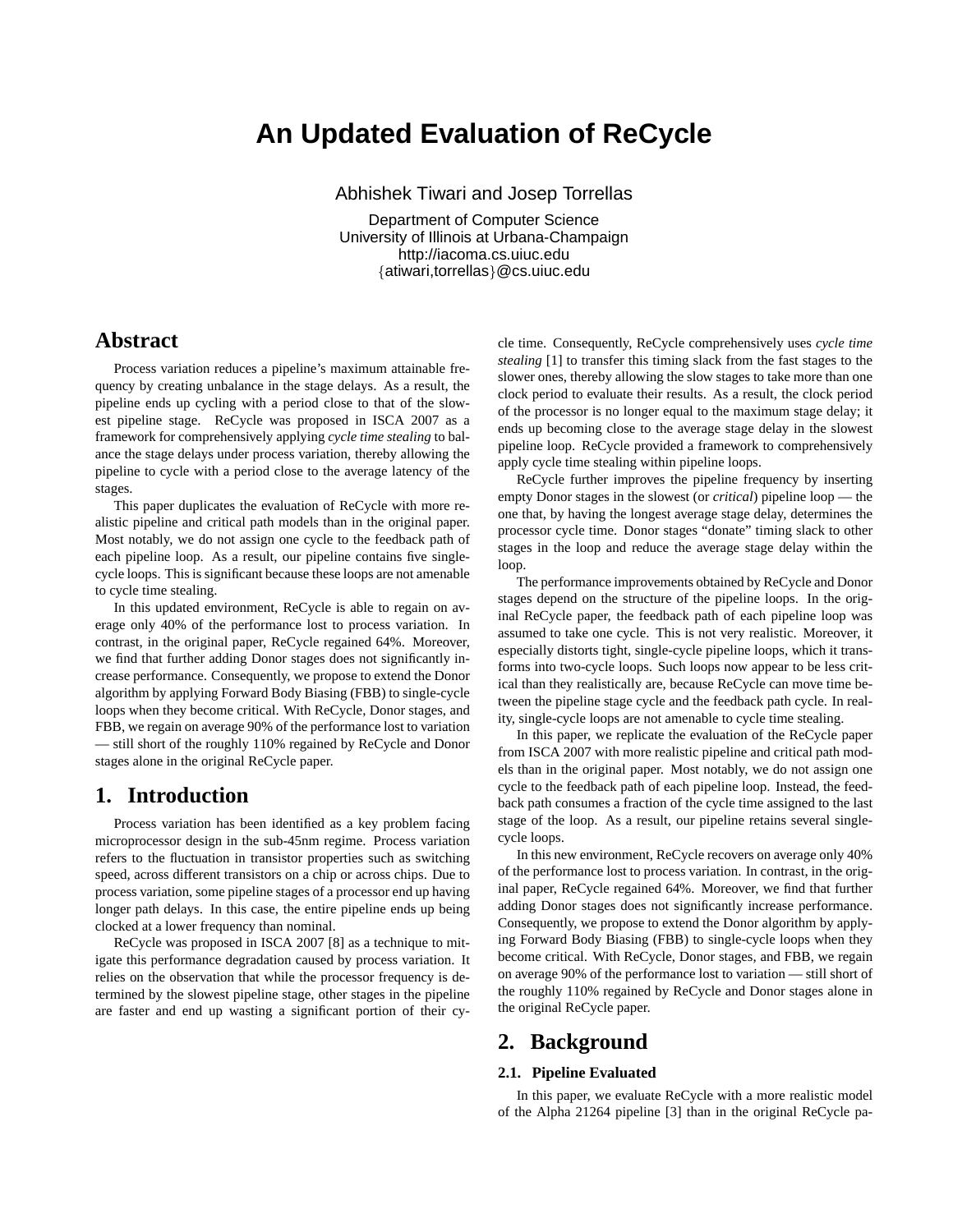# An Updated Evaluation of ReCycle

Abhishek Tiwari and Josep Torrellas

Department of Computer Science
University of Illinois at Urbana-Champaign
http://iacoma.cs.uiuc.edu
{atiwari,torrellas}@cs.uiuc.edu

## Abstract

Process variation reduces a pipeline's maximum attainable frequency by creating unbalance in the stage delays. As a result, the pipeline ends up cycling with a period close to that of the slowest pipeline stage. ReCycle was proposed in ISCA 2007 as a framework for comprehensively applying *cycle time stealing* to balance the stage delays under process variation, thereby allowing the pipeline to cycle with a period close to the average latency of the stages.

This paper duplicates the evaluation of ReCycle with more realistic pipeline and critical path models than in the original paper. Most notably, we do not assign one cycle to the feedback path of each pipeline loop. As a result, our pipeline contains five single-cycle loops. This is significant because these loops are not amenable to cycle time stealing.

In this updated environment, ReCycle is able to regain on average only 40% of the performance lost to process variation. In contrast, in the original paper, ReCycle regained 64%. Moreover, we find that further adding Donor stages does not significantly increase performance. Consequently, we propose to extend the Donor algorithm by applying Forward Body Biasing (FBB) to single-cycle loops when they become critical. With ReCycle, Donor stages, and FBB, we regain on average 90% of the performance lost to variation — still short of the roughly 110% regained by ReCycle and Donor stages alone in the original ReCycle paper.

## 1. Introduction

Process variation has been identified as a key problem facing microprocessor design in the sub-45nm regime. Process variation refers to the fluctuation in transistor properties such as switching speed, across different transistors on a chip or across chips. Due to process variation, some pipeline stages of a processor end up having longer path delays. In this case, the entire pipeline ends up being clocked at a lower frequency than nominal.

ReCycle was proposed in ISCA 2007 [8] as a technique to mitigate this performance degradation caused by process variation. It relies on the observation that while the processor frequency is determined by the slowest pipeline stage, other stages in the pipeline are faster and end up wasting a significant portion of their cycle time. Consequently, ReCycle comprehensively uses *cycle time stealing* [1] to transfer this timing slack from the fast stages to the slower ones, thereby allowing the slow stages to take more than one clock period to evaluate their results. As a result, the clock period of the processor is no longer equal to the maximum stage delay; it ends up becoming close to the average stage delay in the slowest pipeline loop. ReCycle provided a framework to comprehensively apply cycle time stealing within pipeline loops.

ReCycle further improves the pipeline frequency by inserting empty Donor stages in the slowest (or *critical*) pipeline loop — the one that, by having the longest average stage delay, determines the processor cycle time. Donor stages "donate" timing slack to other stages in the loop and reduce the average stage delay within the loop.

The performance improvements obtained by ReCycle and Donor stages depend on the structure of the pipeline loops. In the original ReCycle paper, the feedback path of each pipeline loop was assumed to take one cycle. This is not very realistic. Moreover, it especially distorts tight, single-cycle pipeline loops, which it transforms into two-cycle loops. Such loops now appear to be less critical than they realistically are, because ReCycle can move time between the pipeline stage cycle and the feedback path cycle. In reality, single-cycle loops are not amenable to cycle time stealing.

In this paper, we replicate the evaluation of the ReCycle paper from ISCA 2007 with more realistic pipeline and critical path models than in the original paper. Most notably, we do not assign one cycle to the feedback path of each pipeline loop. Instead, the feedback path consumes a fraction of the cycle time assigned to the last stage of the loop. As a result, our pipeline retains several single-cycle loops.

In this new environment, ReCycle recovers on average only 40% of the performance lost to process variation. In contrast, in the original paper, ReCycle regained 64%. Moreover, we find that further adding Donor stages does not significantly increase performance. Consequently, we propose to extend the Donor algorithm by applying Forward Body Biasing (FBB) to single-cycle loops when they become critical. With ReCycle, Donor stages, and FBB, we regain on average 90% of the performance lost to variation — still short of the roughly 110% regained by ReCycle and Donor stages alone in the original ReCycle paper.

## 2. Background

### 2.1. Pipeline Evaluated

In this paper, we evaluate ReCycle with a more realistic model of the Alpha 21264 pipeline [3] than in the original ReCycle pa-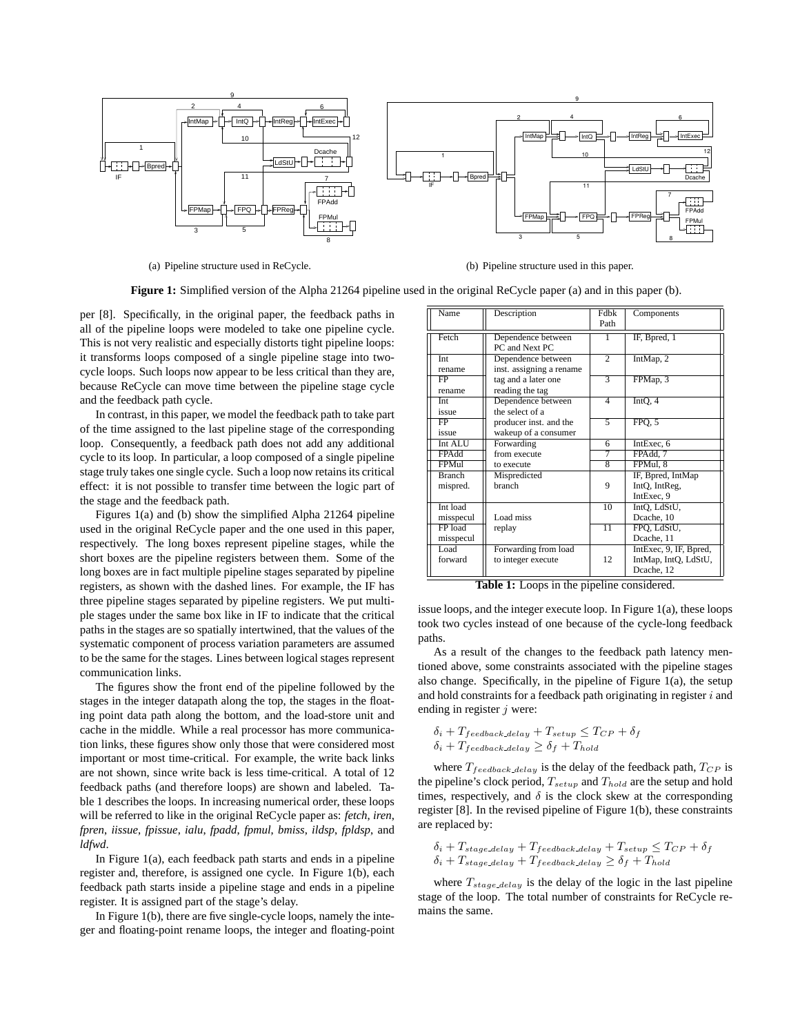(a) Pipeline structure used in ReCycle.

(b) Pipeline structure used in this paper.

**Figure 1:** Simplified version of the Alpha 21264 pipeline used in the original ReCycle paper (a) and in this paper (b).

per [8]. Specifically, in the original paper, the feedback paths in all of the pipeline loops were modeled to take one pipeline cycle. This is not very realistic and especially distorts tight pipeline loops: it transforms loops composed of a single pipeline stage into two-cycle loops. Such loops now appear to be less critical than they are, because ReCycle can move time between the pipeline stage cycle and the feedback path cycle.

In contrast, in this paper, we model the feedback path to take part of the time assigned to the last pipeline stage of the corresponding loop. Consequently, a feedback path does not add any additional cycle to its loop. In particular, a loop composed of a single pipeline stage truly takes one single cycle. Such a loop now retains its critical effect: it is not possible to transfer time between the logic part of the stage and the feedback path.

Figures 1(a) and (b) show the simplified Alpha 21264 pipeline used in the original ReCycle paper and the one used in this paper, respectively. The long boxes represent pipeline stages, while the short boxes are the pipeline registers between them. Some of the long boxes are in fact multiple pipeline stages separated by pipeline registers, as shown with the dashed lines. For example, the IF has three pipeline stages separated by pipeline registers. We put multiple stages under the same box like in IF to indicate that the critical paths in the stages are so spatially intertwined, that the values of the systematic component of process variation parameters are assumed to be the same for the stages. Lines between logical stages represent communication links.

The figures show the front end of the pipeline followed by the stages in the integer datapath along the top, the stages in the floating point data path along the bottom, and the load-store unit and cache in the middle. While a real processor has more communication links, these figures show only those that were considered most important or most time-critical. For example, the write back links are not shown, since write back is less time-critical. A total of 12 feedback paths (and therefore loops) are shown and labeled. Table 1 describes the loops. In increasing numerical order, these loops will be referred to like in the original ReCycle paper as: *fetch*, *iren*, *fpren*, *iissue*, *fpissue*, *ialu*, *fpadd*, *fpmul*, *bmiss*, *ildsp*, *fpldsp*, and *ldfwd*.

In Figure 1(a), each feedback path starts and ends in a pipeline register and, therefore, is assigned one cycle. In Figure 1(b), each feedback path starts inside a pipeline stage and ends in a pipeline register. It is assigned part of the stage's delay.

In Figure 1(b), there are five single-cycle loops, namely the integer and floating-point rename loops, the integer and floating-point issue loops, and the integer execute loop. In Figure 1(a), these loops took two cycles instead of one because of the cycle-long feedback paths.

| Name | Description | Fdbk Path | Components |
|---|---|---|---|
| Fetch | Dependence between PC and Next PC | 1 | IF, Bpred, 1 |
| Int rename | Dependence between inst. assigning a rename tag and a later one reading the tag | 2 | IntMap, 2 |
| FP rename | | 3 | FPMap, 3 |
| Int issue | Dependence between the select of a producer inst. and the wakeup of a consumer | 4 | IntQ, 4 |
| FP issue | | 5 | FPQ, 5 |
| Int ALU | Forwarding from execute to execute | 6 | IntExec, 6 |
| FPAdd | | 7 | FPAdd, 7 |
| FPMul | | 8 | FPMul, 8 |
| Branch mispred. | Mispredicted branch | 9 | IF, Bpred, IntMap IntQ, IntReg, IntExec, 9 |
| Int load misspecul | Load miss replay | 10 | IntQ, LdStU, Dcache, 10 |
| FP load misspecul | | 11 | FPQ, LdStU, Dcache, 11 |
| Load forward | Forwarding from load to integer execute | 12 | IntExec, 9, IF, Bpred, IntMap, IntQ, LdStU, Dcache, 12 |

**Table 1:** Loops in the pipeline considered.

As a result of the changes to the feedback path latency mentioned above, some constraints associated with the pipeline stages also change. Specifically, in the pipeline of Figure 1(a), the setup and hold constraints for a feedback path originating in register $i$ and ending in register $j$ were:

$$\delta_i + T_{feedback\_delay} + T_{setup} \leq T_{CP} + \delta_f$$
$$\delta_i + T_{feedback\_delay} \geq \delta_f + T_{hold}$$

where $T_{feedback\_delay}$ is the delay of the feedback path, $T_{CP}$ is the pipeline's clock period, $T_{setup}$ and $T_{hold}$ are the setup and hold times, respectively, and $\delta$ is the clock skew at the corresponding register [8]. In the revised pipeline of Figure 1(b), these constraints are replaced by:

$$\delta_i + T_{stage\_delay} + T_{feedback\_delay} + T_{setup} \leq T_{CP} + \delta_f$$
$$\delta_i + T_{stage\_delay} + T_{feedback\_delay} \geq \delta_f + T_{hold}$$

where $T_{stage\_delay}$ is the delay of the logic in the last pipeline stage of the loop. The total number of constraints for ReCycle remains the same.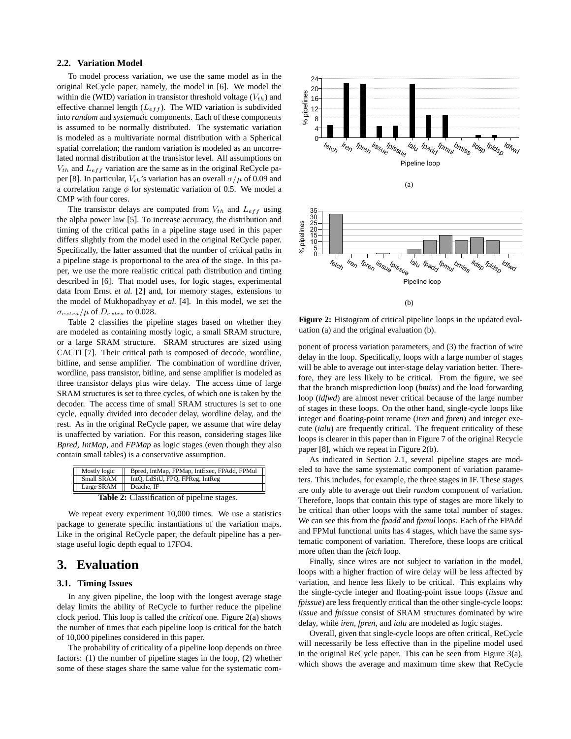### 2.2. Variation Model

To model process variation, we use the same model as in the original ReCycle paper, namely, the model in [6]. We model the within die (WID) variation in transistor threshold voltage ($V_{th}$) and effective channel length ($L_{eff}$). The WID variation is subdivided into *random* and *systematic* components. Each of these components is assumed to be normally distributed. The systematic variation is modeled as a multivariate normal distribution with a Spherical spatial correlation; the random variation is modeled as an uncorrelated normal distribution at the transistor level. All assumptions on $V_{th}$ and $L_{eff}$ variation are the same as in the original ReCycle paper [8]. In particular, $V_{th}$'s variation has an overall $\sigma/\mu$ of 0.09 and a correlation range $\phi$ for systematic variation of 0.5. We model a CMP with four cores.

The transistor delays are computed from $V_{th}$ and $L_{eff}$ using the alpha power law [5]. To increase accuracy, the distribution and timing of the critical paths in a pipeline stage used in this paper differs slightly from the model used in the original ReCycle paper. Specifically, the latter assumed that the number of critical paths in a pipeline stage is proportional to the area of the stage. In this paper, we use the more realistic critical path distribution and timing described in [6]. That model uses, for logic stages, experimental data from Ernst *et al.* [2] and, for memory stages, extensions to the model of Mukhopadhyay *et al.* [4]. In this model, we set the $\sigma_{extra}/\mu$ of $D_{extra}$ to 0.028.

Table 2 classifies the pipeline stages based on whether they are modeled as containing mostly logic, a small SRAM structure, or a large SRAM structure. SRAM structures are sized using CACTI [7]. Their critical path is composed of decode, wordline, bitline, and sense amplifier. The combination of wordline driver, wordline, pass transistor, bitline, and sense amplifier is modeled as three transistor delays plus wire delay. The access time of large SRAM structures is set to three cycles, of which one is taken by the decoder. The access time of small SRAM structures is set to one cycle, equally divided into decoder delay, wordline delay, and the rest. As in the original ReCycle paper, we assume that wire delay is unaffected by variation. For this reason, considering stages like *Bpred*, *IntMap*, and *FPMap* as logic stages (even though they also contain small tables) is a conservative assumption.

| | |
|---|---|
| Mostly logic | Bpred, IntMap, FPMap, IntExec, FPAdd, FPMul |
| Small SRAM | IntQ, LdStU, FPQ, FPReg, IntReg |
| Large SRAM | Dcache, IF |

**Table 2:** Classification of pipeline stages.

We repeat every experiment 10,000 times. We use a statistics package to generate specific instantiations of the variation maps. Like in the original ReCycle paper, the default pipeline has a per-stage useful logic depth equal to 17FO4.

# 3. Evaluation

### 3.1. Timing Issues

In any given pipeline, the loop with the longest average stage delay limits the ability of ReCycle to further reduce the pipeline clock period. This loop is called the *critical* one. Figure 2(a) shows the number of times that each pipeline loop is critical for the batch of 10,000 pipelines considered in this paper.

The probability of criticality of a pipeline loop depends on three factors: (1) the number of pipeline stages in the loop, (2) whether some of these stages share the same value for the systematic component of process variation parameters, and (3) the fraction of wire delay in the loop. Specifically, loops with a large number of stages will be able to average out inter-stage delay variation better. Therefore, they are less likely to be critical. From the figure, we see that the branch misprediction loop (*bmiss*) and the load forwarding loop (*ldfwd*) are almost never critical because of the large number of stages in these loops. On the other hand, single-cycle loops like integer and floating-point rename (*iren* and *fpren*) and integer execute (*ialu*) are frequently critical. The frequent criticality of these loops is clearer in this paper than in Figure 7 of the original Recycle paper [8], which we repeat in Figure 2(b).

**Figure 2:** Histogram of critical pipeline loops in the updated evaluation (a) and the original evaluation (b).

As indicated in Section 2.1, several pipeline stages are modeled to have the same systematic component of variation parameters. This includes, for example, the three stages in IF. These stages are only able to average out their *random* component of variation. Therefore, loops that contain this type of stages are more likely to be critical than other loops with the same total number of stages. We can see this from the *fpadd* and *fpmul* loops. Each of the FPAdd and FPMul functional units has 4 stages, which have the same systematic component of variation. Therefore, these loops are critical more often than the *fetch* loop.

Finally, since wires are not subject to variation in the model, loops with a higher fraction of wire delay will be less affected by variation, and hence less likely to be critical. This explains why the single-cycle integer and floating-point issue loops (*iissue* and *fpissue*) are less frequently critical than the other single-cycle loops: *iissue* and *fpissue* consist of SRAM structures dominated by wire delay, while *iren*, *fpren*, and *ialu* are modeled as logic stages.

Overall, given that single-cycle loops are often critical, ReCycle will necessarily be less effective than in the pipeline model used in the original ReCycle paper. This can be seen from Figure 3(a), which shows the average and maximum time skew that ReCycle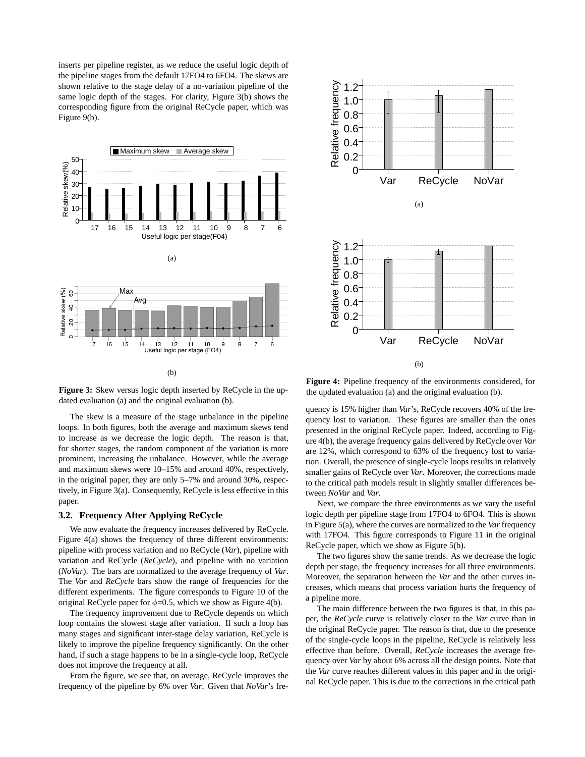inserts per pipeline register, as we reduce the useful logic depth of the pipeline stages from the default 17FO4 to 6FO4. The skews are shown relative to the stage delay of a no-variation pipeline of the same logic depth of the stages. For clarity, Figure 3(b) shows the corresponding figure from the original ReCycle paper, which was Figure 9(b).

(a)

(b)

**Figure 3:** Skew versus logic depth inserted by ReCycle in the updated evaluation (a) and the original evaluation (b).

The skew is a measure of the stage unbalance in the pipeline loops. In both figures, both the average and maximum skews tend to increase as we decrease the logic depth. The reason is that, for shorter stages, the random component of the variation is more prominent, increasing the unbalance. However, while the average and maximum skews were 10–15% and around 40%, respectively, in the original paper, they are only 5–7% and around 30%, respectively, in Figure 3(a). Consequently, ReCycle is less effective in this paper.

### 3.2. Frequency After Applying ReCycle

We now evaluate the frequency increases delivered by ReCycle. Figure 4(a) shows the frequency of three different environments: pipeline with process variation and no ReCycle (*Var*), pipeline with variation and ReCycle (*ReCycle*), and pipeline with no variation (*NoVar*). The bars are normalized to the average frequency of *Var*. The *Var* and *ReCycle* bars show the range of frequencies for the different experiments. The figure corresponds to Figure 10 of the original ReCycle paper for $\phi$=0.5, which we show as Figure 4(b).

The frequency improvement due to ReCycle depends on which loop contains the slowest stage after variation. If such a loop has many stages and significant inter-stage delay variation, ReCycle is likely to improve the pipeline frequency significantly. On the other hand, if such a stage happens to be in a single-cycle loop, ReCycle does not improve the frequency at all.

From the figure, we see that, on average, ReCycle improves the frequency of the pipeline by 6% over *Var*. Given that *NoVar*'s frequency is 15% higher than *Var*'s, ReCycle recovers 40% of the frequency lost to variation. These figures are smaller than the ones presented in the original ReCycle paper. Indeed, according to Figure 4(b), the average frequency gains delivered by ReCycle over *Var* are 12%, which correspond to 63% of the frequency lost to variation. Overall, the presence of single-cycle loops results in relatively smaller gains of ReCycle over *Var*. Moreover, the corrections made to the critical path models result in slightly smaller differences between *NoVar* and *Var*.

(a)

(b)

**Figure 4:** Pipeline frequency of the environments considered, for the updated evaluation (a) and the original evaluation (b).

Next, we compare the three environments as we vary the useful logic depth per pipeline stage from 17FO4 to 6FO4. This is shown in Figure 5(a), where the curves are normalized to the *Var* frequency with 17FO4. This figure corresponds to Figure 11 in the original ReCycle paper, which we show as Figure 5(b).

The two figures show the same trends. As we decrease the logic depth per stage, the frequency increases for all three environments. Moreover, the separation between the *Var* and the other curves increases, which means that process variation hurts the frequency of a pipeline more.

The main difference between the two figures is that, in this paper, the *ReCycle* curve is relatively closer to the *Var* curve than in the original ReCycle paper. The reason is that, due to the presence of the single-cycle loops in the pipeline, ReCycle is relatively less effective than before. Overall, *ReCycle* increases the average frequency over *Var* by about 6% across all the design points. Note that the *Var* curve reaches different values in this paper and in the original ReCycle paper. This is due to the corrections in the critical path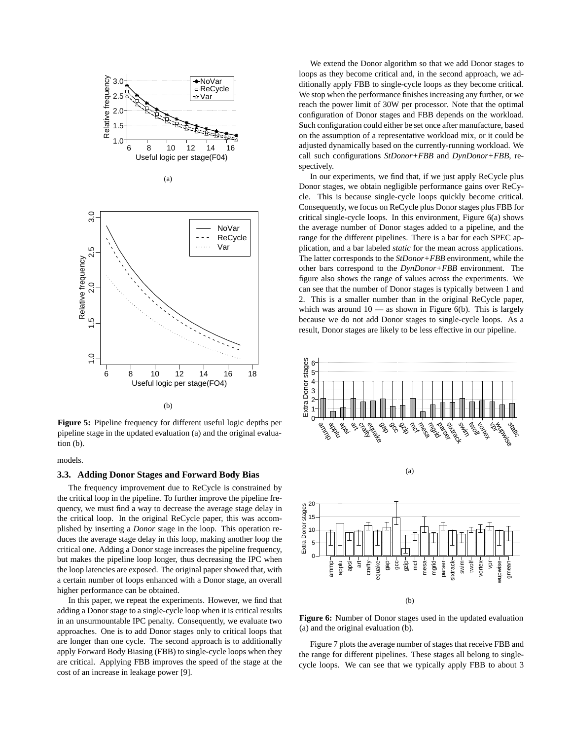**Figure 5:** Pipeline frequency for different useful logic depths per pipeline stage in the updated evaluation (a) and the original evaluation (b).

models.

### 3.3. Adding Donor Stages and Forward Body Bias

The frequency improvement due to ReCycle is constrained by the critical loop in the pipeline. To further improve the pipeline frequency, we must find a way to decrease the average stage delay in the critical loop. In the original ReCycle paper, this was accomplished by inserting a *Donor* stage in the loop. This operation reduces the average stage delay in this loop, making another loop the critical one. Adding a Donor stage increases the pipeline frequency, but makes the pipeline loop longer, thus decreasing the IPC when the loop latencies are exposed. The original paper showed that, with a certain number of loops enhanced with a Donor stage, an overall higher performance can be obtained.

In this paper, we repeat the experiments. However, we find that adding a Donor stage to a single-cycle loop when it is critical results in an unsurmountable IPC penalty. Consequently, we evaluate two approaches. One is to add Donor stages only to critical loops that are longer than one cycle. The second approach is to additionally apply Forward Body Biasing (FBB) to single-cycle loops when they are critical. Applying FBB improves the speed of the stage at the cost of an increase in leakage power [9].

We extend the Donor algorithm so that we add Donor stages to loops as they become critical and, in the second approach, we additionally apply FBB to single-cycle loops as they become critical. We stop when the performance finishes increasing any further, or we reach the power limit of 30W per processor. Note that the optimal configuration of Donor stages and FBB depends on the workload. Such configuration could either be set once after manufacture, based on the assumption of a representative workload mix, or it could be adjusted dynamically based on the currently-running workload. We call such configurations *StDonor+FBB* and *DynDonor+FBB*, respectively.

In our experiments, we find that, if we just apply ReCycle plus Donor stages, we obtain negligible performance gains over ReCycle. This is because single-cycle loops quickly become critical. Consequently, we focus on ReCycle plus Donor stages plus FBB for critical single-cycle loops. In this environment, Figure 6(a) shows the average number of Donor stages added to a pipeline, and the range for the different pipelines. There is a bar for each SPEC application, and a bar labeled *static* for the mean across applications. The latter corresponds to the *StDonor+FBB* environment, while the other bars correspond to the *DynDonor+FBB* environment. The figure also shows the range of values across the experiments. We can see that the number of Donor stages is typically between 1 and 2. This is a smaller number than in the original ReCycle paper, which was around 10 — as shown in Figure 6(b). This is largely because we do not add Donor stages to single-cycle loops. As a result, Donor stages are likely to be less effective in our pipeline.

**Figure 6:** Number of Donor stages used in the updated evaluation (a) and the original evaluation (b).

Figure 7 plots the average number of stages that receive FBB and the range for different pipelines. These stages all belong to single-cycle loops. We can see that we typically apply FBB to about 3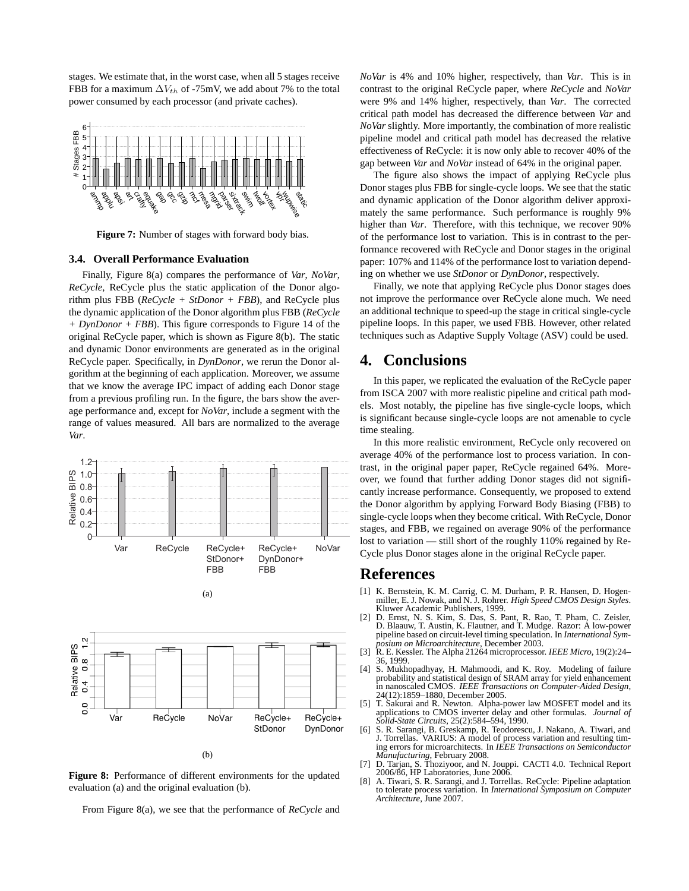stages. We estimate that, in the worst case, when all 5 stages receive FBB for a maximum $\Delta V_{th}$ of -75mV, we add about 7% to the total power consumed by each processor (and private caches).

**Figure 7:** Number of stages with forward body bias.

### 3.4. Overall Performance Evaluation

Finally, Figure 8(a) compares the performance of *Var*, *NoVar*, *ReCycle*, ReCycle plus the static application of the Donor algorithm plus FBB (*ReCycle + StDonor + FBB*), and ReCycle plus the dynamic application of the Donor algorithm plus FBB (*ReCycle + DynDonor + FBB*). This figure corresponds to Figure 14 of the original ReCycle paper, which is shown as Figure 8(b). The static and dynamic Donor environments are generated as in the original ReCycle paper. Specifically, in *DynDonor*, we rerun the Donor algorithm at the beginning of each application. Moreover, we assume that we know the average IPC impact of adding each Donor stage from a previous profiling run. In the figure, the bars show the average performance and, except for *NoVar*, include a segment with the range of values measured. All bars are normalized to the average *Var*.

(a)

(b)

**Figure 8:** Performance of different environments for the updated evaluation (a) and the original evaluation (b).

From Figure 8(a), we see that the performance of *ReCycle* and *NoVar* is 4% and 10% higher, respectively, than *Var*. This is in contrast to the original ReCycle paper, where *ReCycle* and *NoVar* were 9% and 14% higher, respectively, than *Var*. The corrected critical path model has decreased the difference between *Var* and *NoVar* slightly. More importantly, the combination of more realistic pipeline model and critical path model has decreased the relative effectiveness of ReCycle: it is now only able to recover 40% of the gap between *Var* and *NoVar* instead of 64% in the original paper.

The figure also shows the impact of applying ReCycle plus Donor stages plus FBB for single-cycle loops. We see that the static and dynamic application of the Donor algorithm deliver approximately the same performance. Such performance is roughly 9% higher than *Var*. Therefore, with this technique, we recover 90% of the performance lost to variation. This is in contrast to the performance recovered with ReCycle and Donor stages in the original paper: 107% and 114% of the performance lost to variation depending on whether we use *StDonor* or *DynDonor*, respectively.

Finally, we note that applying ReCycle plus Donor stages does not improve the performance over ReCycle alone much. We need an additional technique to speed-up the stage in critical single-cycle pipeline loops. In this paper, we used FBB. However, other related techniques such as Adaptive Supply Voltage (ASV) could be used.

## 4. Conclusions

In this paper, we replicated the evaluation of the ReCycle paper from ISCA 2007 with more realistic pipeline and critical path models. Most notably, the pipeline has five single-cycle loops, which is significant because single-cycle loops are not amenable to cycle time stealing.

In this more realistic environment, ReCycle only recovered on average 40% of the performance lost to process variation. In contrast, in the original paper paper, ReCycle regained 64%. Moreover, we found that further adding Donor stages did not significantly increase performance. Consequently, we proposed to extend the Donor algorithm by applying Forward Body Biasing (FBB) to single-cycle loops when they become critical. With ReCycle, Donor stages, and FBB, we regained on average 90% of the performance lost to variation — still short of the roughly 110% regained by ReCycle plus Donor stages alone in the original ReCycle paper.

# References

[1] K. Bernstein, K. M. Carrig, C. M. Durham, P. R. Hansen, D. Hogenmiller, E. J. Nowak, and N. J. Rohrer. *High Speed CMOS Design Styles*. Kluwer Academic Publishers, 1999.

[2] D. Ernst, N. S. Kim, S. Das, S. Pant, R. Rao, T. Pham, C. Zeisler, D. Blaauw, T. Austin, K. Flautner, and T. Mudge. Razor: A low-power pipeline based on circuit-level timing speculation. In *International Symposium on Microarchitecture*, December 2003.

[3] R. E. Kessler. The Alpha 21264 microprocessor. *IEEE Micro*, 19(2):24–36, 1999.

[4] S. Mukhopadhyay, H. Mahmoodi, and K. Roy. Modeling of failure probability and statistical design of SRAM array for yield enhancement in nanoscaled CMOS. *IEEE Transactions on Computer-Aided Design*, 24(12):1859–1880, December 2005.

[5] T. Sakurai and R. Newton. Alpha-power law MOSFET model and its applications to CMOS inverter delay and other formulas. *Journal of Solid-State Circuits*, 25(2):584–594, 1990.

[6] S. R. Sarangi, B. Greskamp, R. Teodorescu, J. Nakano, A. Tiwari, and J. Torrellas. VARIUS: A model of process variation and resulting timing errors for microarchitects. In *IEEE Transactions on Semiconductor Manufacturing*, February 2008.

[7] D. Tarjan, S. Thoziyoor, and N. Jouppi. CACTI 4.0. Technical Report 2006/86, HP Laboratories, June 2006.

[8] A. Tiwari, S. R. Sarangi, and J. Torrellas. ReCycle: Pipeline adaptation to tolerate process variation. In *International Symposium on Computer Architecture*, June 2007.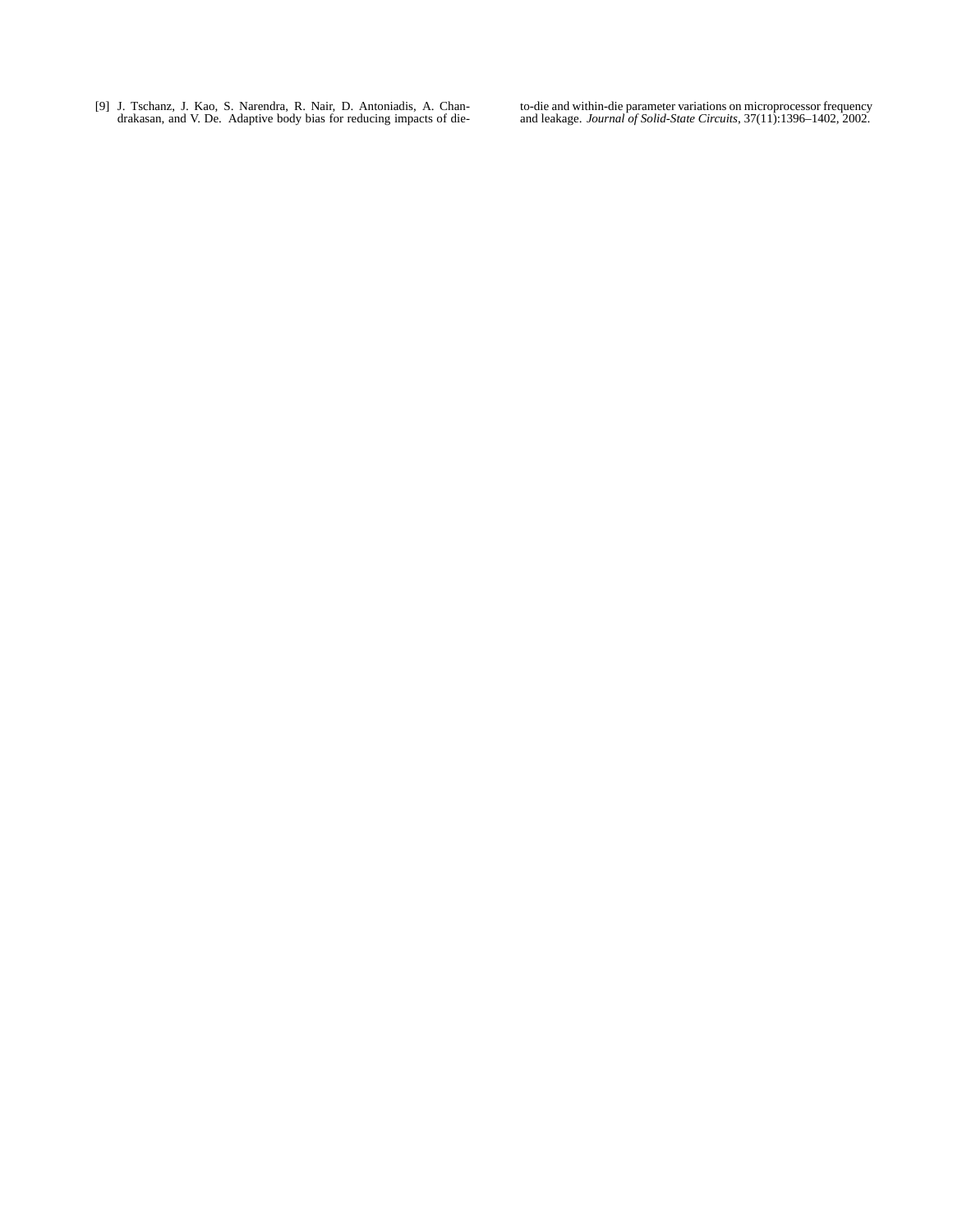[9] J. Tschanz, J. Kao, S. Narendra, R. Nair, D. Antoniadis, A. Chandrakasan, and V. De. Adaptive body bias for reducing impacts of die-to-die and within-die parameter variations on microprocessor frequency and leakage. *Journal of Solid-State Circuits*, 37(11):1396–1402, 2002.